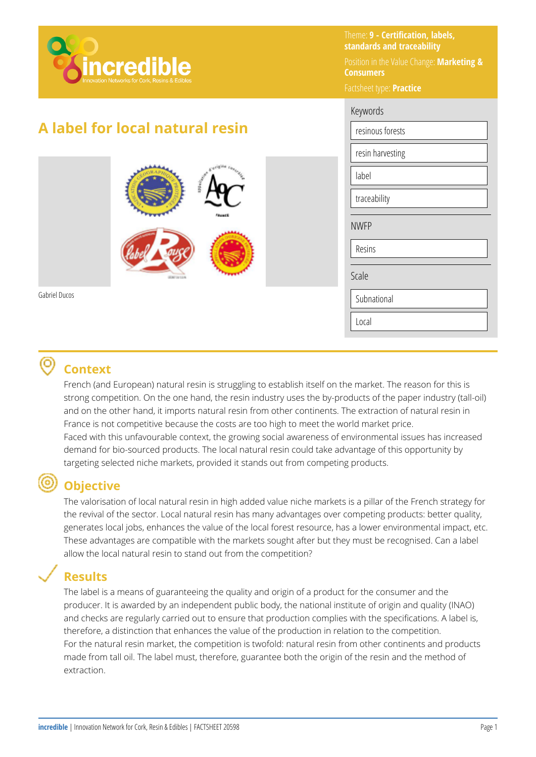Theme: **9 - Certification, labels, standards and traceability**

Position in the Value Change: **Marketing & Consumers**

Factsheet type: **Practice**

# A label for local natural resin

Gabriel Ducos

**Keywords**

- resinous forests
- resin harvesting
- label
- traceability

**NWFP**

- Resins

**Scale**

- Subnational
- Local

## Context

French (and European) natural resin is struggling to establish itself on the market. The reason for this is strong competition. On the one hand, the resin industry uses the by-products of the paper industry (tall-oil) and on the other hand, it imports natural resin from other continents. The extraction of natural resin in France is not competitive because the costs are too high to meet the world market price.

Faced with this unfavourable context, the growing social awareness of environmental issues has increased demand for bio-sourced products. The local natural resin could take advantage of this opportunity by targeting selected niche markets, provided it stands out from competing products.

## Objective

The valorisation of local natural resin in high added value niche markets is a pillar of the French strategy for the revival of the sector. Local natural resin has many advantages over competing products: better quality, generates local jobs, enhances the value of the local forest resource, has a lower environmental impact, etc. These advantages are compatible with the markets sought after but they must be recognised. Can a label allow the local natural resin to stand out from the competition?

## Results

The label is a means of guaranteeing the quality and origin of a product for the consumer and the producer. It is awarded by an independent public body, the national institute of origin and quality (INAO) and checks are regularly carried out to ensure that production complies with the specifications. A label is, therefore, a distinction that enhances the value of the production in relation to the competition.

For the natural resin market, the competition is twofold: natural resin from other continents and products made from tall oil. The label must, therefore, guarantee both the origin of the resin and the method of extraction.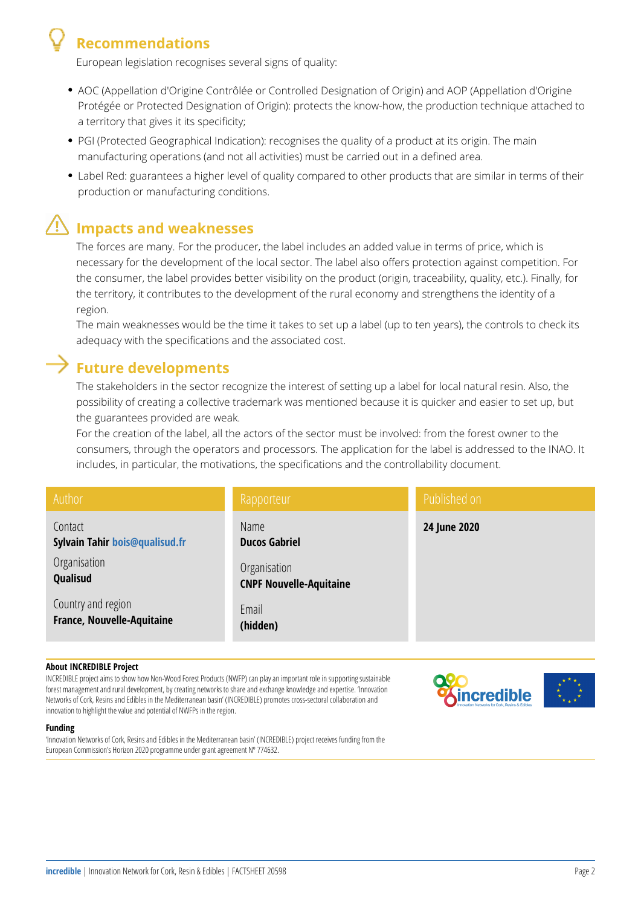## Recommendations

European legislation recognises several signs of quality:

- AOC (Appellation d'Origine Contrôlée or Controlled Designation of Origin) and AOP (Appellation d'Origine Protégée or Protected Designation of Origin): protects the know-how, the production technique attached to a territory that gives it its specificity;
- PGI (Protected Geographical Indication): recognises the quality of a product at its origin. The main manufacturing operations (and not all activities) must be carried out in a defined area.
- Label Red: guarantees a higher level of quality compared to other products that are similar in terms of their production or manufacturing conditions.

## Impacts and weaknesses

The forces are many. For the producer, the label includes an added value in terms of price, which is necessary for the development of the local sector. The label also offers protection against competition. For the consumer, the label provides better visibility on the product (origin, traceability, quality, etc.). Finally, for the territory, it contributes to the development of the rural economy and strengthens the identity of a region.

The main weaknesses would be the time it takes to set up a label (up to ten years), the controls to check its adequacy with the specifications and the associated cost.

## Future developments

The stakeholders in the sector recognize the interest of setting up a label for local natural resin. Also, the possibility of creating a collective trademark was mentioned because it is quicker and easier to set up, but the guarantees provided are weak.

For the creation of the label, all the actors of the sector must be involved: from the forest owner to the consumers, through the operators and processors. The application for the label is addressed to the INAO. It includes, in particular, the motivations, the specifications and the controllability document.

| Author | Rapporteur | Published on |
|---|---|---|
| Contact<br>**Sylvain Tahir bois@qualisud.fr**<br>Organisation<br>**Qualisud**<br>Country and region<br>**France, Nouvelle-Aquitaine** | Name<br>**Ducos Gabriel**<br>Organisation<br>**CNPF Nouvelle-Aquitaine**<br>Email<br>**(hidden)** | **24 June 2020** |

**About INCREDIBLE Project**

INCREDIBLE project aims to show how Non-Wood Forest Products (NWFP) can play an important role in supporting sustainable forest management and rural development, by creating networks to share and exchange knowledge and expertise. 'Innovation Networks of Cork, Resins and Edibles in the Mediterranean basin' (INCREDIBLE) promotes cross-sectoral collaboration and innovation to highlight the value and potential of NWFPs in the region.

**Funding**

'Innovation Networks of Cork, Resins and Edibles in the Mediterranean basin' (INCREDIBLE) project receives funding from the European Commission's Horizon 2020 programme under grant agreement Nº 774632.